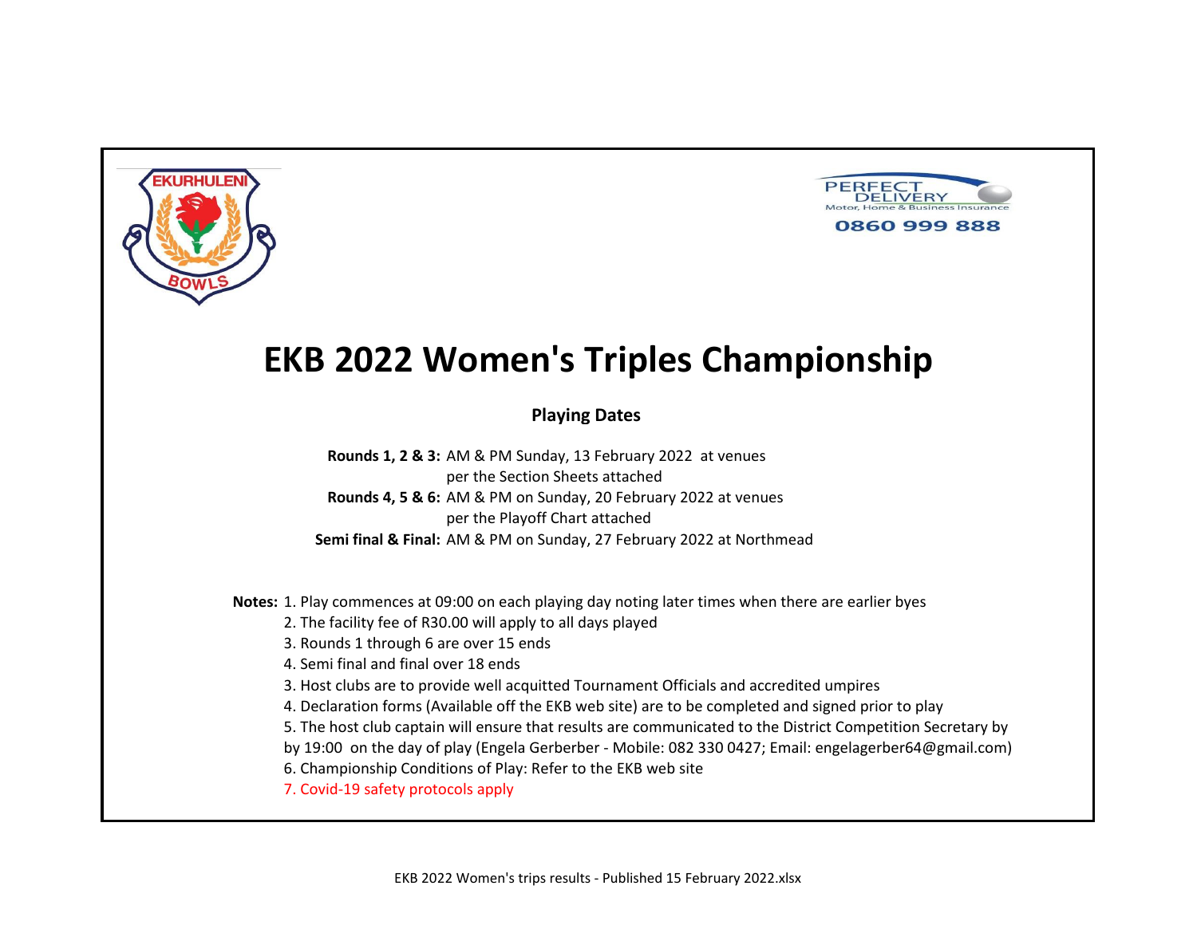EKURHULENI BOWLS

PERFECT DELIVERY
Motor, Home & Business Insurance
0860 999 888

# EKB 2022 Women's Triples Championship

## Playing Dates

**Rounds 1, 2 & 3:** AM & PM Sunday, 13 February 2022 at venues per the Section Sheets attached

**Rounds 4, 5 & 6:** AM & PM on Sunday, 20 February 2022 at venues per the Playoff Chart attached

**Semi final & Final:** AM & PM on Sunday, 27 February 2022 at Northmead

**Notes:**
1. Play commences at 09:00 on each playing day noting later times when there are earlier byes
2. The facility fee of R30.00 will apply to all days played
3. Rounds 1 through 6 are over 15 ends
4. Semi final and final over 18 ends
3. Host clubs are to provide well acquitted Tournament Officials and accredited umpires
4. Declaration forms (Available off the EKB web site) are to be completed and signed prior to play
5. The host club captain will ensure that results are communicated to the District Competition Secretary by by 19:00 on the day of play (Engela Gerberber - Mobile: 082 330 0427; Email: engelagerber64@gmail.com)
6. Championship Conditions of Play: Refer to the EKB web site
7. Covid-19 safety protocols apply

EKB 2022 Women's trips results - Published 15 February 2022.xlsx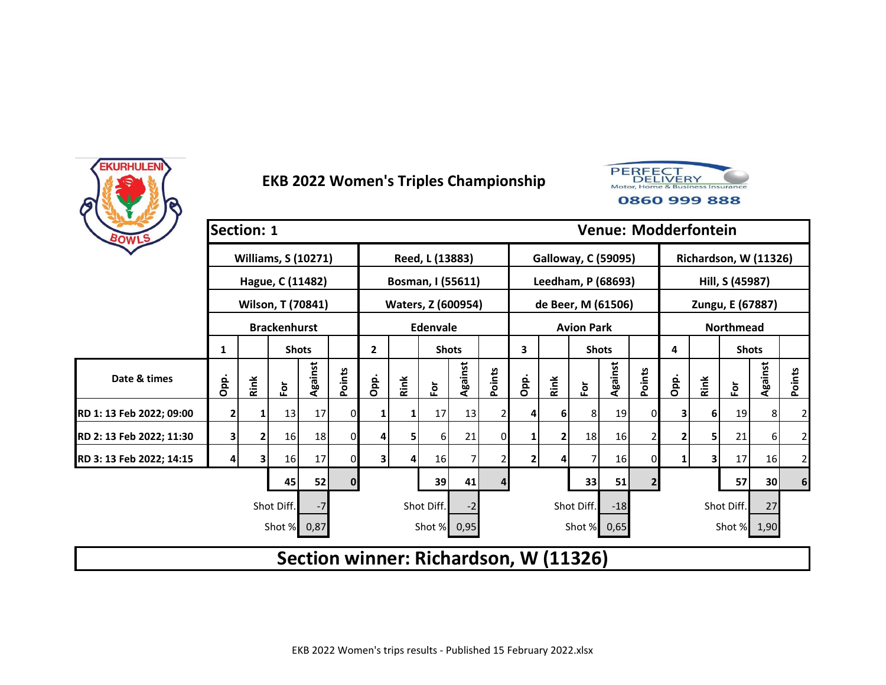# EKB 2022 Women's Triples Championship

PERFECT DELIVERY Motor, Home & Business Insurance 0860 999 888

| Section: 1 | | | | | | | | | | | | | | | | | | | | Venue: Modderfontein |
|---|---|---|---|---|---|---|---|---|---|---|---|---|---|---|---|---|---|---|---|---|
| | Williams, S (10271) | | | | | Reed, L (13883) | | | | | Galloway, C (59095) | | | | | Richardson, W (11326) | | | | |
| | Hague, C (11482) | | | | | Bosman, I (55611) | | | | | Leedham, P (68693) | | | | | Hill, S (45987) | | | | |
| | Wilson, T (70841) | | | | | Waters, Z (600954) | | | | | de Beer, M (61506) | | | | | Zungu, E (67887) | | | | |
| | Brackenhurst | | | | | Edenvale | | | | | Avion Park | | | | | Northmead | | | | |
| | 1 | | Shots | | | 2 | | Shots | | | 3 | | Shots | | | 4 | | Shots | | |
| Date & times | Opp. | Rink | For | Against | Points | Opp. | Rink | For | Against | Points | Opp. | Rink | For | Against | Points | Opp. | Rink | For | Against | Points |
| RD 1: 13 Feb 2022; 09:00 | 2 | 1 | 13 | 17 | 0 | 1 | 1 | 17 | 13 | 2 | 4 | 6 | 8 | 19 | 0 | 3 | 6 | 19 | 8 | 2 |
| RD 2: 13 Feb 2022; 11:30 | 3 | 2 | 16 | 18 | 0 | 4 | 5 | 6 | 21 | 0 | 1 | 2 | 18 | 16 | 2 | 2 | 5 | 21 | 6 | 2 |
| RD 3: 13 Feb 2022; 14:15 | 4 | 3 | 16 | 17 | 0 | 3 | 4 | 16 | 7 | 2 | 2 | 4 | 7 | 16 | 0 | 1 | 3 | 17 | 16 | 2 |
| | | | 45 | 52 | 0 | | | 39 | 41 | 4 | | | 33 | 51 | 2 | | | 57 | 30 | 6 |
| | | Shot Diff. | | -7 | | | Shot Diff. | | -2 | | | Shot Diff. | | -18 | | | Shot Diff. | | 27 | |
| | | Shot % | | 0,87 | | | Shot % | | 0,95 | | | Shot % | | 0,65 | | | Shot % | | 1,90 | |

## Section winner: Richardson, W (11326)

EKB 2022 Women's trips results - Published 15 February 2022.xlsx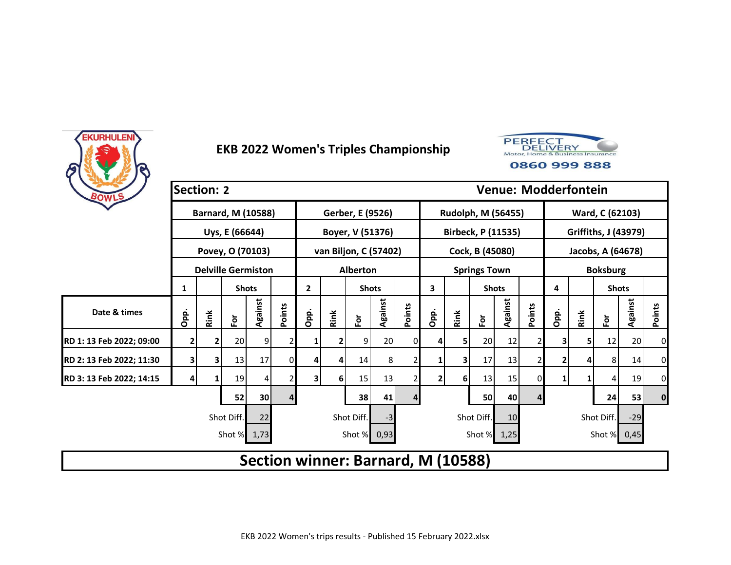## EKB 2022 Women's Triples Championship

PERFECT DELIVERY Motor, Home & Business Insurance 0860 999 888

| Section: 2 | | | | | | | | | | | | | | | | Venue: Modderfontein | | | | |
|---|---|---|---|---|---|---|---|---|---|---|---|---|---|---|---|---|---|---|---|---|
| | Barnard, M (10588) | | | | | Gerber, E (9526) | | | | | Rudolph, M (56455) | | | | | Ward, C (62103) | | | | |
| | Uys, E (66644) | | | | | Boyer, V (51376) | | | | | Birbeck, P (11535) | | | | | Griffiths, J (43979) | | | | |
| | Povey, O (70103) | | | | | van Biljon, C (57402) | | | | | Cock, B (45080) | | | | | Jacobs, A (64678) | | | | |
| | Delville Germiston | | | | | Alberton | | | | | Springs Town | | | | | Boksburg | | | | |
| | 1 | | Shots | | | 2 | | Shots | | | 3 | | Shots | | | 4 | | Shots | | |
| Date & times | Opp. | Rink | For | Against | Points | Opp. | Rink | For | Against | Points | Opp. | Rink | For | Against | Points | Opp. | Rink | For | Against | Points |
| RD 1: 13 Feb 2022; 09:00 | 2 | 2 | 20 | 9 | 2 | 1 | 2 | 9 | 20 | 0 | 4 | 5 | 20 | 12 | 2 | 3 | 5 | 12 | 20 | 0 |
| RD 2: 13 Feb 2022; 11:30 | 3 | 3 | 13 | 17 | 0 | 4 | 4 | 14 | 8 | 2 | 1 | 3 | 17 | 13 | 2 | 2 | 4 | 8 | 14 | 0 |
| RD 3: 13 Feb 2022; 14:15 | 4 | 1 | 19 | 4 | 2 | 3 | 6 | 15 | 13 | 2 | 2 | 6 | 13 | 15 | 0 | 1 | 1 | 4 | 19 | 0 |
| | | | 52 | 30 | 4 | | | 38 | 41 | 4 | | | 50 | 40 | 4 | | | 24 | 53 | 0 |
| | | | Shot Diff. | 22 | | | | Shot Diff. | -3 | | | | Shot Diff. | 10 | | | | Shot Diff. | -29 | |
| | | | Shot % | 1,73 | | | | Shot % | 0,93 | | | | Shot % | 1,25 | | | | Shot % | 0,45 | |

**Section winner: Barnard, M (10588)**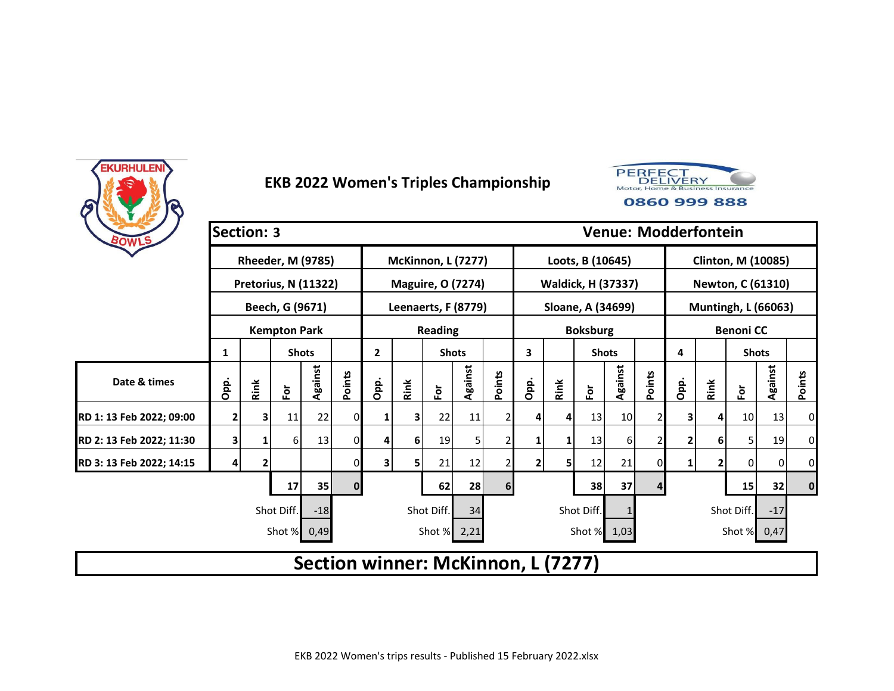# EKB 2022 Women's Triples Championship

PERFECT DELIVERY
Motor, Home & Business Insurance
0860 999 888

| Section: 3 | | | | | | | | | | | | | | | | Venue: Modderfontein | | | | |
|---|---|---|---|---|---|---|---|---|---|---|---|---|---|---|---|---|---|---|---|---|
| | Rheeder, M (9785) | | | | | McKinnon, L (7277) | | | | | Loots, B (10645) | | | | | Clinton, M (10085) | | | | |
| | Pretorius, N (11322) | | | | | Maguire, O (7274) | | | | | Waldick, H (37337) | | | | | Newton, C (61310) | | | | |
| | Beech, G (9671) | | | | | Leenaerts, F (8779) | | | | | Sloane, A (34699) | | | | | Muntingh, L (66063) | | | | |
| | Kempton Park | | | | | Reading | | | | | Boksburg | | | | | Benoni CC | | | | |
| | 1 | | Shots | | | 2 | | Shots | | | 3 | | Shots | | | 4 | | Shots | | |
| Date & times | Opp. | Rink | For | Against | Points | Opp. | Rink | For | Against | Points | Opp. | Rink | For | Against | Points | Opp. | Rink | For | Against | Points |
| RD 1: 13 Feb 2022; 09:00 | 2 | 3 | 11 | 22 | 0 | 1 | 3 | 22 | 11 | 2 | 4 | 4 | 13 | 10 | 2 | 3 | 4 | 10 | 13 | 0 |
| RD 2: 13 Feb 2022; 11:30 | 3 | 1 | 6 | 13 | 0 | 4 | 6 | 19 | 5 | 2 | 1 | 1 | 13 | 6 | 2 | 2 | 6 | 5 | 19 | 0 |
| RD 3: 13 Feb 2022; 14:15 | 4 | 2 | | | 0 | 3 | 5 | 21 | 12 | 2 | 2 | 5 | 12 | 21 | 0 | 1 | 2 | 0 | 0 | 0 |
| | | | 17 | 35 | 0 | | | 62 | 28 | 6 | | | 38 | 37 | 4 | | | 15 | 32 | 0 |
| | | | Shot Diff. | -18 | | | | Shot Diff. | 34 | | | | Shot Diff. | 1 | | | | Shot Diff. | -17 | |
| | | | Shot % | 0,49 | | | | Shot % | 2,21 | | | | Shot % | 1,03 | | | | Shot % | 0,47 | |

## Section winner: McKinnon, L (7277)

EKB 2022 Women's trips results - Published 15 February 2022.xlsx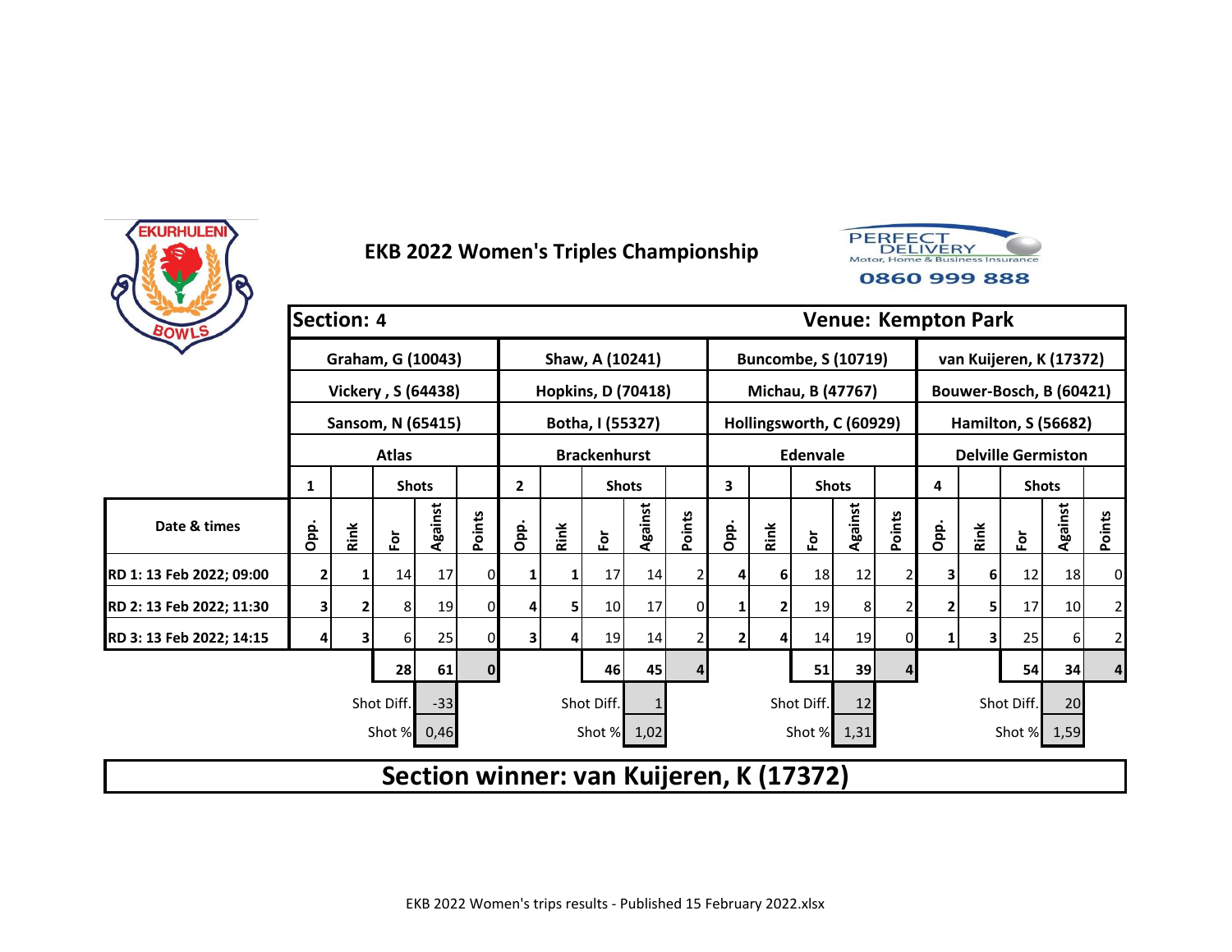# EKB 2022 Women's Triples Championship

PERFECT DELIVERY Motor, Home & Business Insurance 0860 999 888

| **Section: 4** | | | | | | | | | | | | | | | | **Venue: Kempton Park** | | | | |
|---|---|---|---|---|---|---|---|---|---|---|---|---|---|---|---|---|---|---|---|---|
| | Graham, G (10043) | | | | | Shaw, A (10241) | | | | | Buncombe, S (10719) | | | | | van Kuijeren, K (17372) | | | | |
| | Vickery , S (64438) | | | | | Hopkins, D (70418) | | | | | Michau, B (47767) | | | | | Bouwer-Bosch, B (60421) | | | | |
| | Sansom, N (65415) | | | | | Botha, I (55327) | | | | | Hollingsworth, C (60929) | | | | | Hamilton, S (56682) | | | | |
| | Atlas | | | | | Brackenhurst | | | | | Edenvale | | | | | Delville Germiston | | | | |
| | 1 | | Shots | | | 2 | | Shots | | | 3 | | Shots | | | 4 | | Shots | | |
| Date & times | Opp. | Rink | For | Against | Points | Opp. | Rink | For | Against | Points | Opp. | Rink | For | Against | Points | Opp. | Rink | For | Against | Points |
| RD 1: 13 Feb 2022; 09:00 | 2 | 1 | 14 | 17 | 0 | 1 | 1 | 17 | 14 | 2 | 4 | 6 | 18 | 12 | 2 | 3 | 6 | 12 | 18 | 0 |
| RD 2: 13 Feb 2022; 11:30 | 3 | 2 | 8 | 19 | 0 | 4 | 5 | 10 | 17 | 0 | 1 | 2 | 19 | 8 | 2 | 2 | 5 | 17 | 10 | 2 |
| RD 3: 13 Feb 2022; 14:15 | 4 | 3 | 6 | 25 | 0 | 3 | 4 | 19 | 14 | 2 | 2 | 4 | 14 | 19 | 0 | 1 | 3 | 25 | 6 | 2 |
| | | | 28 | 61 | 0 | | | 46 | 45 | 4 | | | 51 | 39 | 4 | | | 54 | 34 | 4 |
| | | | Shot Diff. | -33 | | | | Shot Diff. | 1 | | | | Shot Diff. | 12 | | | | Shot Diff. | 20 | |
| | | | Shot % | 0,46 | | | | Shot % | 1,02 | | | | Shot % | 1,31 | | | | Shot % | 1,59 | |

## Section winner: van Kuijeren, K (17372)

EKB 2022 Women's trips results - Published 15 February 2022.xlsx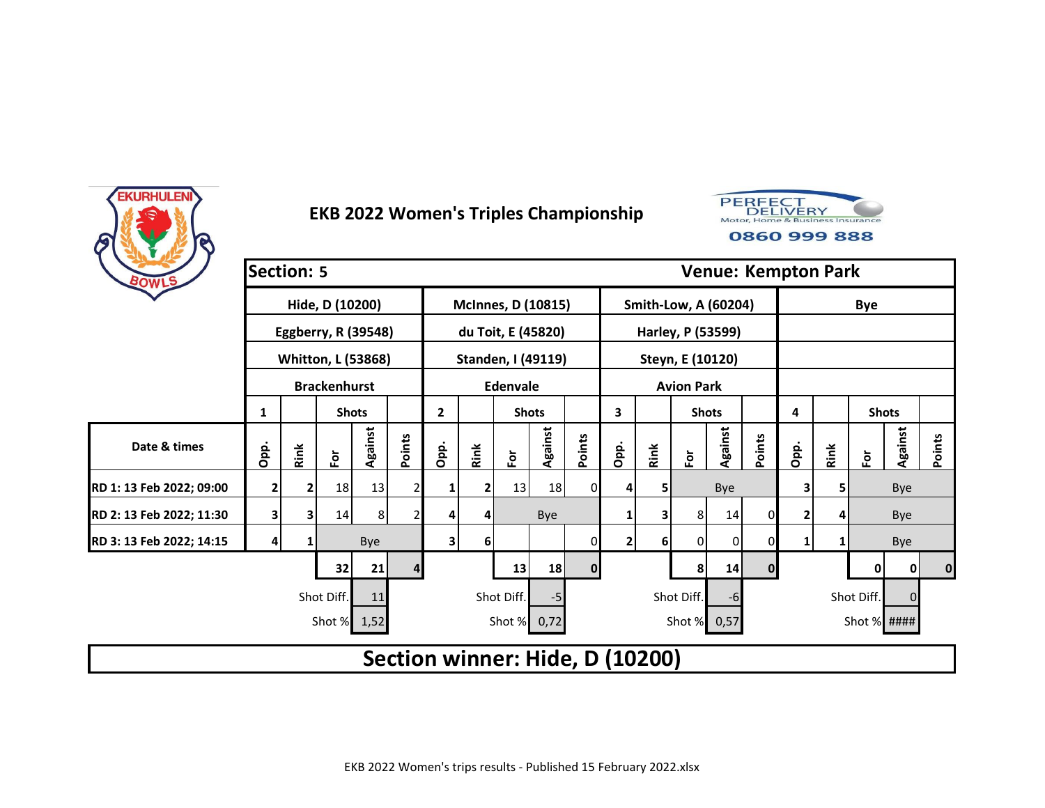# EKB 2022 Women's Triples Championship

PERFECT DELIVERY Motor, Home & Business Insurance 0860 999 888

| Section: 5 | | | | | | | | | | | | | | | | Venue: Kempton Park | | | | |
|---|---|---|---|---|---|---|---|---|---|---|---|---|---|---|---|---|---|---|---|---|
| | Hide, D (10200) | | | | | McInnes, D (10815) | | | | | Smith-Low, A (60204) | | | | | Bye | | | | |
| | Eggberry, R (39548) | | | | | du Toit, E (45820) | | | | | Harley, P (53599) | | | | | | | | | |
| | Whitton, L (53868) | | | | | Standen, I (49119) | | | | | Steyn, E (10120) | | | | | | | | | |
| | Brackenhurst | | | | | Edenvale | | | | | Avion Park | | | | | | | | | |
| | 1 | | Shots | | | 2 | | Shots | | | 3 | | Shots | | | 4 | | Shots | | |
| Date & times | Opp. | Rink | For | Against | Points | Opp. | Rink | For | Against | Points | Opp. | Rink | For | Against | Points | Opp. | Rink | For | Against | Points |
| RD 1: 13 Feb 2022; 09:00 | 2 | 2 | 18 | 13 | 2 | 1 | 2 | 13 | 18 | 0 | 4 | 5 | | Bye | | 3 | 5 | | Bye | |
| RD 2: 13 Feb 2022; 11:30 | 3 | 3 | 14 | 8 | 2 | 4 | 4 | | Bye | | 1 | 3 | 8 | 14 | 0 | 2 | 4 | | Bye | |
| RD 3: 13 Feb 2022; 14:15 | 4 | 1 | | Bye | | 3 | 6 | | | 0 | 2 | 6 | 0 | 0 | 0 | 1 | 1 | | Bye | |
| | | | 32 | 21 | 4 | | | 13 | 18 | 0 | | | 8 | 14 | 0 | | | 0 | 0 | 0 |
| | | | Shot Diff. | 11 | | | | Shot Diff. | -5 | | | | Shot Diff. | -6 | | | | Shot Diff. | 0 | |
| | | | Shot % | 1,52 | | | | Shot % | 0,72 | | | | Shot % | 0,57 | | | | Shot % | #### | |

**Section winner: Hide, D (10200)**

EKB 2022 Women's trips results - Published 15 February 2022.xlsx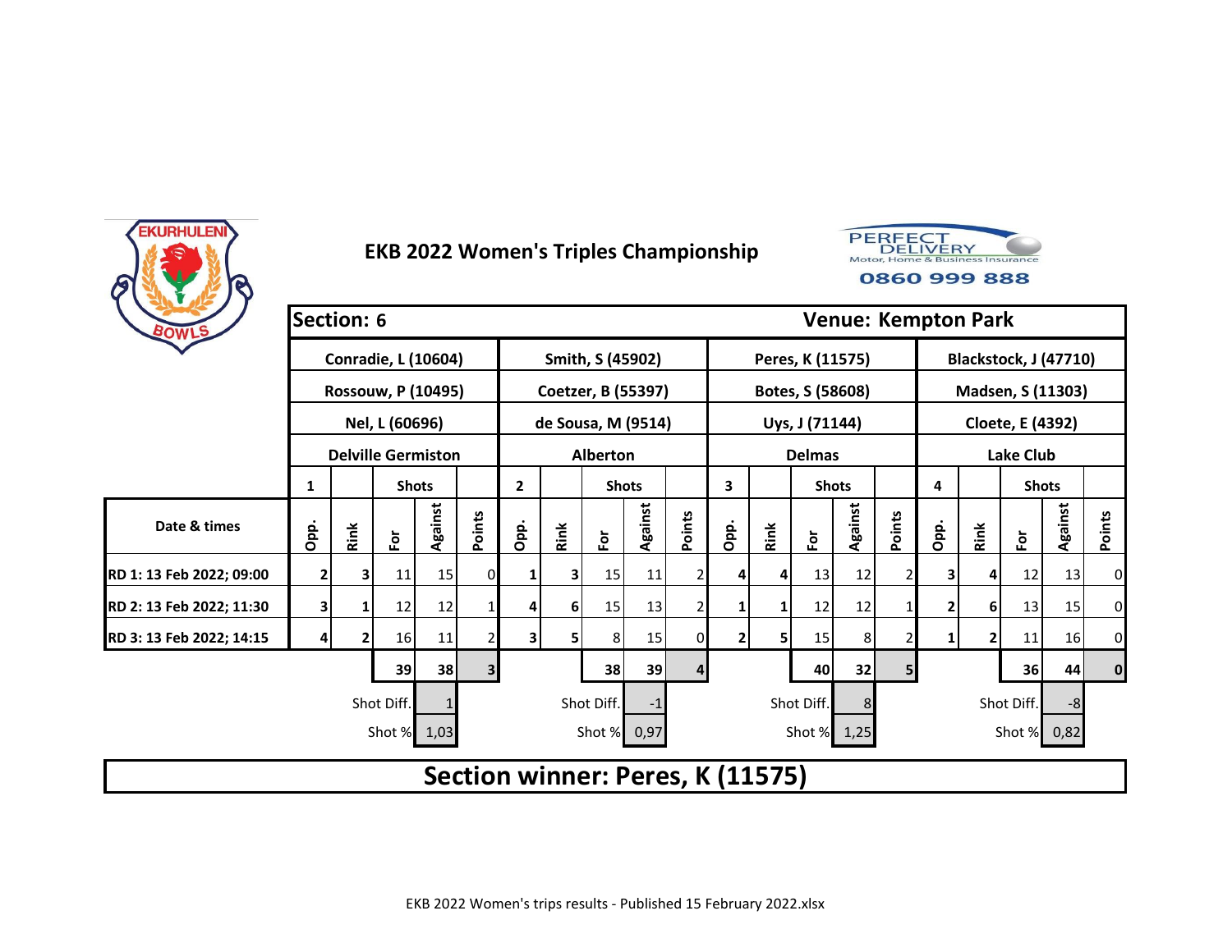# EKB 2022 Women's Triples Championship

PERFECT DELIVERY
Motor, Home & Business Insurance
0860 999 888

**Section: 6** | **Venue: Kempton Park**

| | Conradie, L (10604) | | | | | Smith, S (45902) | | | | | Peres, K (11575) | | | | | Blackstock, J (47710) | | | | |
|---|---|---|---|---|---|---|---|---|---|---|---|---|---|---|---|---|---|---|---|---|
| | Rossouw, P (10495) | | | | | Coetzer, B (55397) | | | | | Botes, S (58608) | | | | | Madsen, S (11303) | | | | |
| | Nel, L (60696) | | | | | de Sousa, M (9514) | | | | | Uys, J (71144) | | | | | Cloete, E (4392) | | | | |
| | Delville Germiston | | | | | Alberton | | | | | Delmas | | | | | Lake Club | | | | |
| | 1 | | Shots | | | 2 | | Shots | | | 3 | | Shots | | | 4 | | Shots | | |
| **Date & times** | Opp. | Rink | For | Against | Points | Opp. | Rink | For | Against | Points | Opp. | Rink | For | Against | Points | Opp. | Rink | For | Against | Points |
| **RD 1: 13 Feb 2022; 09:00** | 2 | 3 | 11 | 15 | 0 | 1 | 3 | 15 | 11 | 2 | 4 | 4 | 13 | 12 | 2 | 3 | 4 | 12 | 13 | 0 |
| **RD 2: 13 Feb 2022; 11:30** | 3 | 1 | 12 | 12 | 1 | 4 | 6 | 15 | 13 | 2 | 1 | 1 | 12 | 12 | 1 | 2 | 6 | 13 | 15 | 0 |
| **RD 3: 13 Feb 2022; 14:15** | 4 | 2 | 16 | 11 | 2 | 3 | 5 | 8 | 15 | 0 | 2 | 5 | 15 | 8 | 2 | 1 | 2 | 11 | 16 | 0 |
| | | | 39 | 38 | 3 | | | 38 | 39 | 4 | | | 40 | 32 | 5 | | | 36 | 44 | 0 |
| | | | Shot Diff. | 1 | | | | Shot Diff. | -1 | | | | Shot Diff. | 8 | | | | Shot Diff. | -8 | |
| | | | Shot % | 1,03 | | | | Shot % | 0,97 | | | | Shot % | 1,25 | | | | Shot % | 0,82 | |

**Section winner: Peres, K (11575)**

EKB 2022 Women's trips results - Published 15 February 2022.xlsx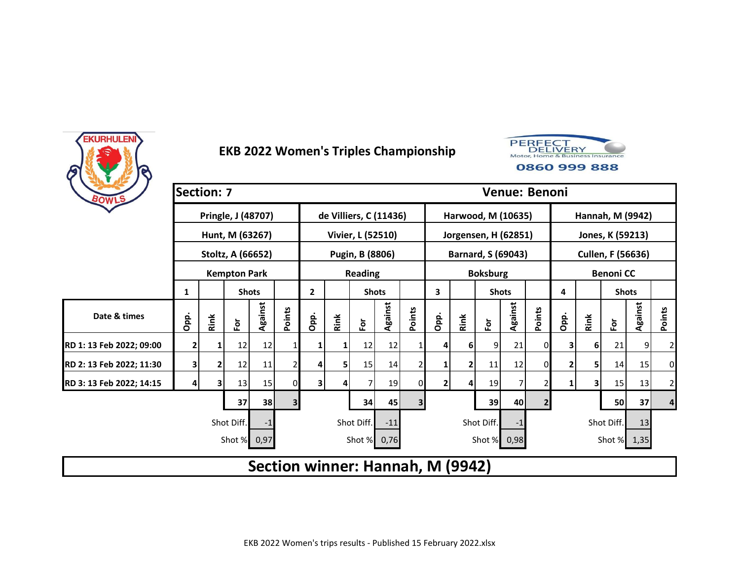# EKB 2022 Women's Triples Championship

PERFECT DELIVERY
Motor, Home & Business Insurance
0860 999 888

| Section: 7 | | | | | | | | | | | | | | | | Venue: Benoni | | | | |
|---|---|---|---|---|---|---|---|---|---|---|---|---|---|---|---|---|---|---|---|---|
| | Pringle, J (48707) | | | | | de Villiers, C (11436) | | | | | Harwood, M (10635) | | | | | Hannah, M (9942) | | | | |
| | Hunt, M (63267) | | | | | Vivier, L (52510) | | | | | Jorgensen, H (62851) | | | | | Jones, K (59213) | | | | |
| | Stoltz, A (66652) | | | | | Pugin, B (8806) | | | | | Barnard, S (69043) | | | | | Cullen, F (56636) | | | | |
| | Kempton Park | | | | | Reading | | | | | Boksburg | | | | | Benoni CC | | | | |
| | 1 | | Shots | | | 2 | | Shots | | | 3 | | Shots | | | 4 | | Shots | | |
| Date & times | Opp. | Rink | For | Against | Points | Opp. | Rink | For | Against | Points | Opp. | Rink | For | Against | Points | Opp. | Rink | For | Against | Points |
| RD 1: 13 Feb 2022; 09:00 | 2 | 1 | 12 | 12 | 1 | 1 | 1 | 12 | 12 | 1 | 4 | 6 | 9 | 21 | 0 | 3 | 6 | 21 | 9 | 2 |
| RD 2: 13 Feb 2022; 11:30 | 3 | 2 | 12 | 11 | 2 | 4 | 5 | 15 | 14 | 2 | 1 | 2 | 11 | 12 | 0 | 2 | 5 | 14 | 15 | 0 |
| RD 3: 13 Feb 2022; 14:15 | 4 | 3 | 13 | 15 | 0 | 3 | 4 | 7 | 19 | 0 | 2 | 4 | 19 | 7 | 2 | 1 | 3 | 15 | 13 | 2 |
| | | | 37 | 38 | 3 | | | 34 | 45 | 3 | | | 39 | 40 | 2 | | | 50 | 37 | 4 |
| | | | Shot Diff. | -1 | | | | Shot Diff. | -11 | | | | Shot Diff. | -1 | | | | Shot Diff. | 13 | |
| | | | Shot % | 0,97 | | | | Shot % | 0,76 | | | | Shot % | 0,98 | | | | Shot % | 1,35 | |

**Section winner: Hannah, M (9942)**

EKB 2022 Women's trips results - Published 15 February 2022.xlsx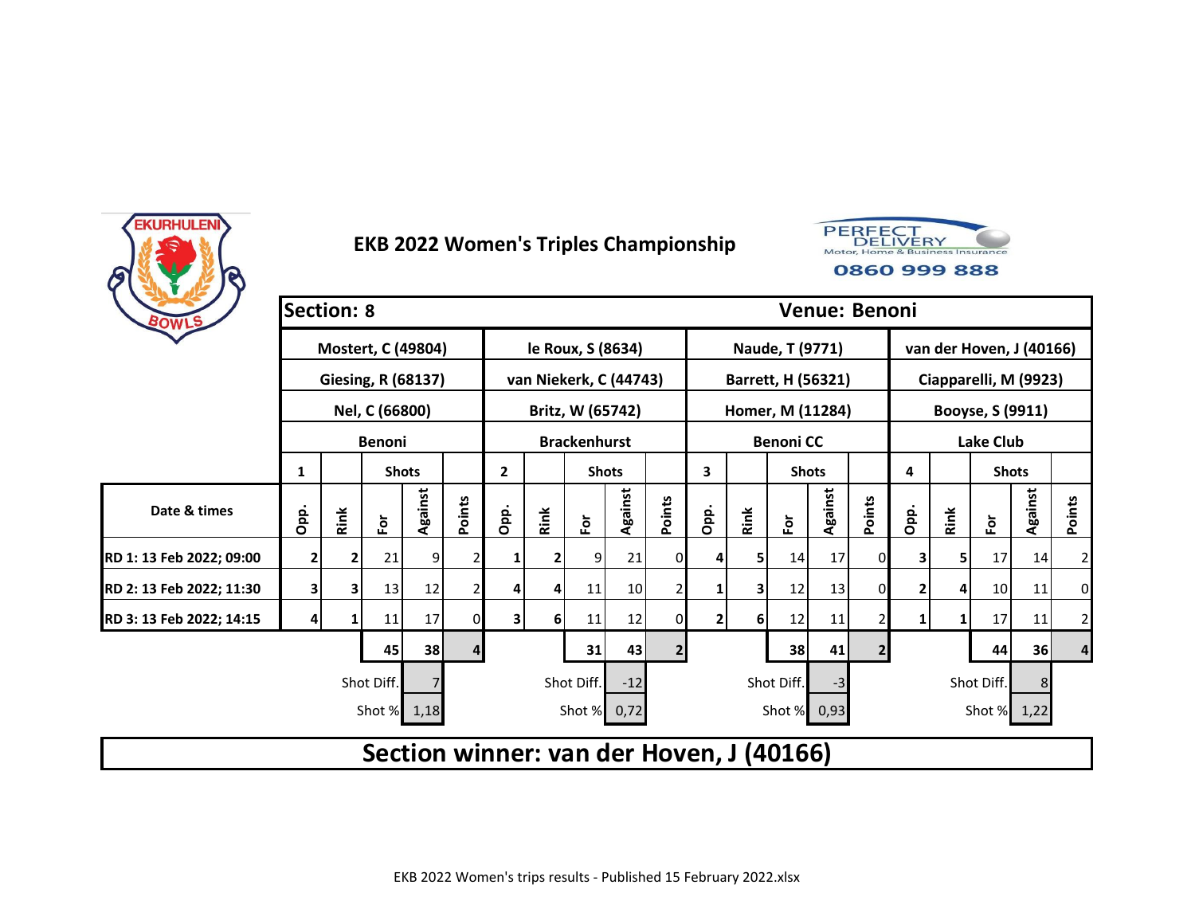# EKB 2022 Women's Triples Championship

| Section: 8 | | | | | | | | | | | | | | | | Venue: Benoni | | | | |
|---|---|---|---|---|---|---|---|---|---|---|---|---|---|---|---|---|---|---|---|---|
| | Mostert, C (49804) | | | | | le Roux, S (8634) | | | | | Naude, T (9771) | | | | | van der Hoven, J (40166) | | | | |
| | Giesing, R (68137) | | | | | van Niekerk, C (44743) | | | | | Barrett, H (56321) | | | | | Ciapparelli, M (9923) | | | | |
| | Nel, C (66800) | | | | | Britz, W (65742) | | | | | Homer, M (11284) | | | | | Booyse, S (9911) | | | | |
| | Benoni | | | | | Brackenhurst | | | | | Benoni CC | | | | | Lake Club | | | | |
| | 1 | | Shots | | | 2 | | Shots | | | 3 | | Shots | | | 4 | | Shots | | |
| Date & times | Opp. | Rink | For | Against | Points | Opp. | Rink | For | Against | Points | Opp. | Rink | For | Against | Points | Opp. | Rink | For | Against | Points |
| RD 1: 13 Feb 2022; 09:00 | 2 | 2 | 21 | 9 | 2 | 1 | 2 | 9 | 21 | 0 | 4 | 5 | 14 | 17 | 0 | 3 | 5 | 17 | 14 | 2 |
| RD 2: 13 Feb 2022; 11:30 | 3 | 3 | 13 | 12 | 2 | 4 | 4 | 11 | 10 | 2 | 1 | 3 | 12 | 13 | 0 | 2 | 4 | 10 | 11 | 0 |
| RD 3: 13 Feb 2022; 14:15 | 4 | 1 | 11 | 17 | 0 | 3 | 6 | 11 | 12 | 0 | 2 | 6 | 12 | 11 | 2 | 1 | 1 | 17 | 11 | 2 |
| | | | 45 | 38 | 4 | | | 31 | 43 | 2 | | | 38 | 41 | 2 | | | 44 | 36 | 4 |
| | | | Shot Diff. | 7 | | | | Shot Diff. | -12 | | | | Shot Diff. | -3 | | | | Shot Diff. | 8 | |
| | | | Shot % | 1,18 | | | | Shot % | 0,72 | | | | Shot % | 0,93 | | | | Shot % | 1,22 | |

**Section winner: van der Hoven, J (40166)**

EKB 2022 Women's trips results - Published 15 February 2022.xlsx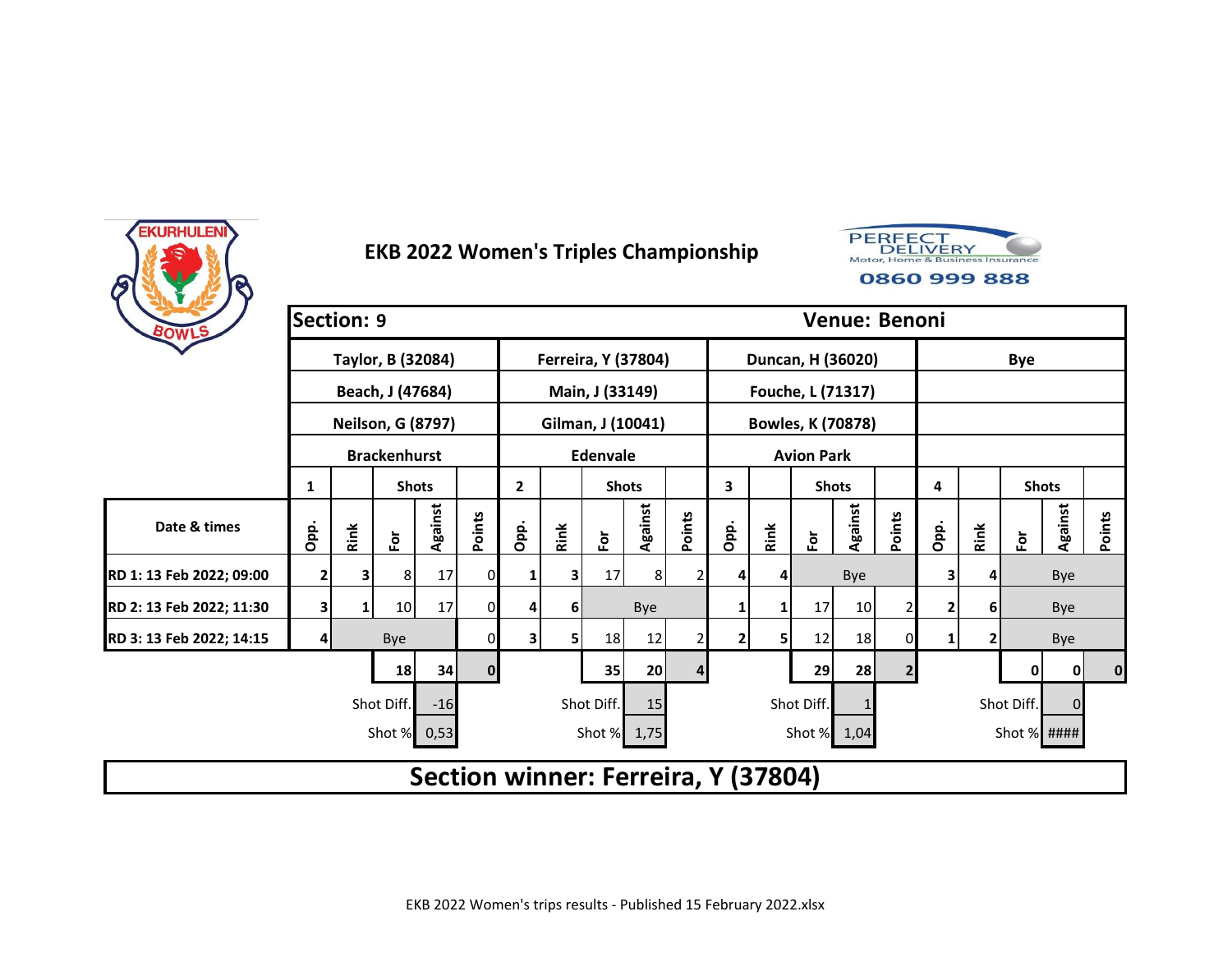# EKB 2022 Women's Triples Championship

PERFECT DELIVERY
Motor, Home & Business Insurance
0860 999 888

| Section: 9 | | | | | | | | | | | | | | | | Venue: Benoni | | | | |
|---|---|---|---|---|---|---|---|---|---|---|---|---|---|---|---|---|---|---|---|---|
| | Taylor, B (32084) | | | | | Ferreira, Y (37804) | | | | | Duncan, H (36020) | | | | | Bye | | | | |
| | Beach, J (47684) | | | | | Main, J (33149) | | | | | Fouche, L (71317) | | | | | | | | | |
| | Neilson, G (8797) | | | | | Gilman, J (10041) | | | | | Bowles, K (70878) | | | | | | | | | |
| | Brackenhurst | | | | | Edenvale | | | | | Avion Park | | | | | | | | | |
| | 1 | | Shots | | | 2 | | Shots | | | 3 | | Shots | | | 4 | | Shots | | |
| Date & times | Opp. | Rink | For | Against | Points | Opp. | Rink | For | Against | Points | Opp. | Rink | For | Against | Points | Opp. | Rink | For | Against | Points |
| RD 1: 13 Feb 2022; 09:00 | 2 | 3 | 8 | 17 | 0 | 1 | 3 | 17 | 8 | 2 | 4 | 4 | Bye | | | 3 | 4 | Bye | | |
| RD 2: 13 Feb 2022; 11:30 | 3 | 1 | 10 | 17 | 0 | 4 | 6 | Bye | | | 1 | 1 | 17 | 10 | 2 | 2 | 6 | Bye | | |
| RD 3: 13 Feb 2022; 14:15 | 4 | Bye | | | 0 | 3 | 5 | 18 | 12 | 2 | 2 | 5 | 12 | 18 | 0 | 1 | 2 | Bye | | |
| | | | 18 | 34 | 0 | | | 35 | 20 | 4 | | | 29 | 28 | 2 | | | 0 | 0 | 0 |
| | | | Shot Diff. | -16 | | | | Shot Diff. | 15 | | | | Shot Diff. | 1 | | | | Shot Diff. | 0 | |
| | | | Shot % | 0,53 | | | | Shot % | 1,75 | | | | Shot % | 1,04 | | | | Shot % | #### | |

**Section winner: Ferreira, Y (37804)**

EKB 2022 Women's trips results - Published 15 February 2022.xlsx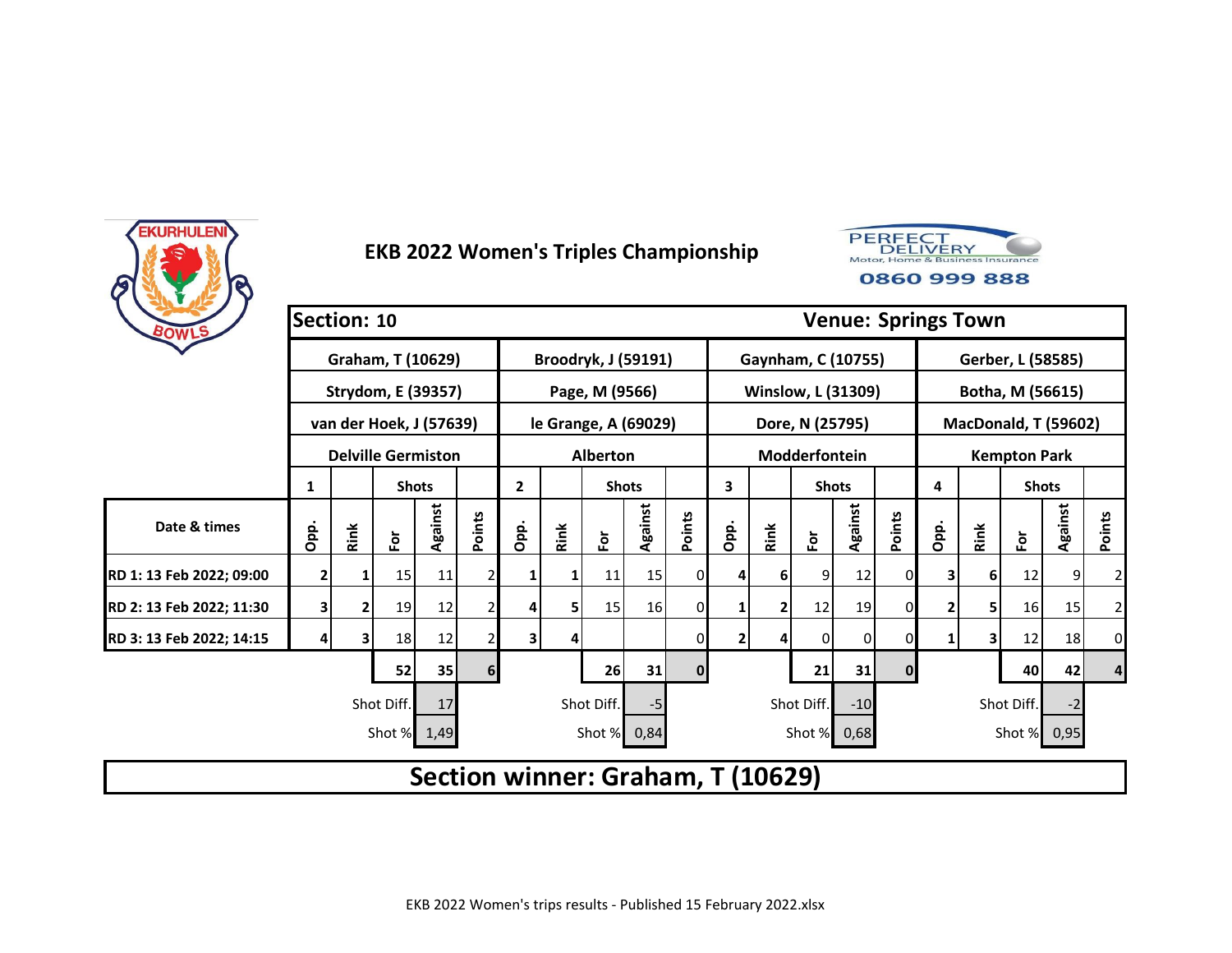# EKB 2022 Women's Triples Championship

**Section: 10** | **Venue: Springs Town**

| | **Graham, T (10629)** | | | | | **Broodryk, J (59191)** | | | | | **Gaynham, C (10755)** | | | | | **Gerber, L (58585)** | | | | |
|---|---|---|---|---|---|---|---|---|---|---|---|---|---|---|---|---|---|---|---|---|
| | **Strydom, E (39357)** | | | | | **Page, M (9566)** | | | | | **Winslow, L (31309)** | | | | | **Botha, M (56615)** | | | | |
| | **van der Hoek, J (57639)** | | | | | **le Grange, A (69029)** | | | | | **Dore, N (25795)** | | | | | **MacDonald, T (59602)** | | | | |
| | **Delville Germiston** | | | | | **Alberton** | | | | | **Modderfontein** | | | | | **Kempton Park** | | | | |
| | **1** | | **Shots** | | | **2** | | **Shots** | | | **3** | | **Shots** | | | **4** | | **Shots** | | |
| **Date & times** | **Opp.** | **Rink** | **For** | **Against** | **Points** | **Opp.** | **Rink** | **For** | **Against** | **Points** | **Opp.** | **Rink** | **For** | **Against** | **Points** | **Opp.** | **Rink** | **For** | **Against** | **Points** |
| **RD 1: 13 Feb 2022; 09:00** | 2 | 1 | 15 | 11 | 2 | 1 | 1 | 11 | 15 | 0 | 4 | 6 | 9 | 12 | 0 | 3 | 6 | 12 | 9 | 2 |
| **RD 2: 13 Feb 2022; 11:30** | 3 | 2 | 19 | 12 | 2 | 4 | 5 | 15 | 16 | 0 | 1 | 2 | 12 | 19 | 0 | 2 | 5 | 16 | 15 | 2 |
| **RD 3: 13 Feb 2022; 14:15** | 4 | 3 | 18 | 12 | 2 | 3 | 4 | | | 0 | 2 | 4 | 0 | 0 | 0 | 1 | 3 | 12 | 18 | 0 |
| | | | **52** | **35** | **6** | | | **26** | **31** | **0** | | | **21** | **31** | **0** | | | **40** | **42** | **4** |
| | | Shot Diff. | | 17 | | | Shot Diff. | | -5 | | | Shot Diff. | | -10 | | | Shot Diff. | | -2 | |
| | | Shot % | | 1,49 | | | Shot % | | 0,84 | | | Shot % | | 0,68 | | | Shot % | | 0,95 | |

## Section winner: Graham, T (10629)

EKB 2022 Women's trips results - Published 15 February 2022.xlsx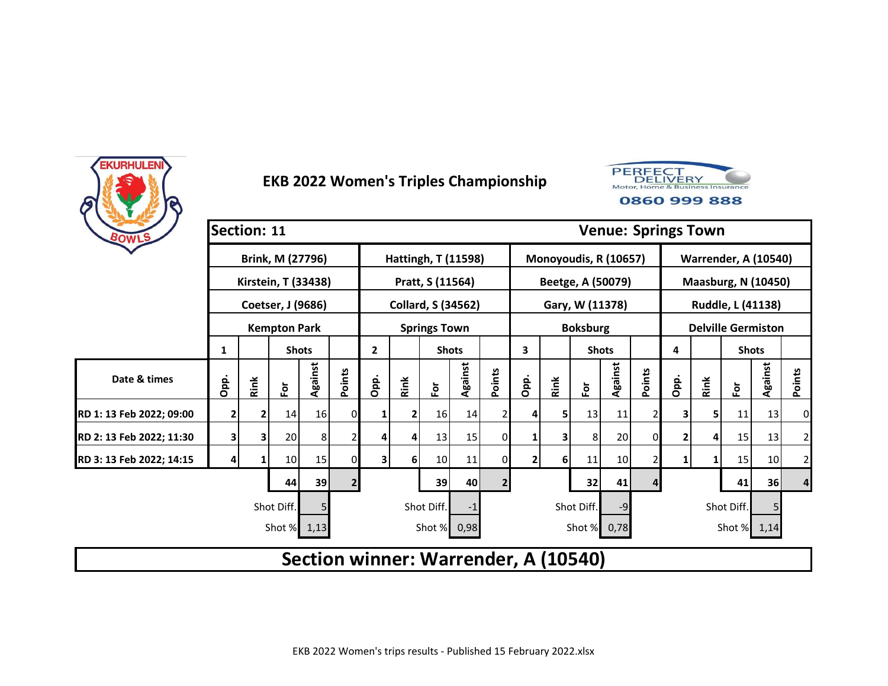# EKB 2022 Women's Triples Championship

PERFECT DELIVERY
Motor, Home & Business Insurance
0860 999 888

| Section: 11 | | | | | | | | | | | | | | | | Venue: Springs Town | | | | |
|---|---|---|---|---|---|---|---|---|---|---|---|---|---|---|---|---|---|---|---|---|
| | Brink, M (27796) | | | | | Hattingh, T (11598) | | | | | Monoyoudis, R (10657) | | | | | Warrender, A (10540) | | | | |
| | Kirstein, T (33438) | | | | | Pratt, S (11564) | | | | | Beetge, A (50079) | | | | | Maasburg, N (10450) | | | | |
| | Coetser, J (9686) | | | | | Collard, S (34562) | | | | | Gary, W (11378) | | | | | Ruddle, L (41138) | | | | |
| | Kempton Park | | | | | Springs Town | | | | | Boksburg | | | | | Delville Germiston | | | | |
| | 1 | | Shots | | | 2 | | Shots | | | 3 | | Shots | | | 4 | | Shots | | |
| Date & times | Opp. | Rink | For | Against | Points | Opp. | Rink | For | Against | Points | Opp. | Rink | For | Against | Points | Opp. | Rink | For | Against | Points |
| RD 1: 13 Feb 2022; 09:00 | 2 | 2 | 14 | 16 | 0 | 1 | 2 | 16 | 14 | 2 | 4 | 5 | 13 | 11 | 2 | 3 | 5 | 11 | 13 | 0 |
| RD 2: 13 Feb 2022; 11:30 | 3 | 3 | 20 | 8 | 2 | 4 | 4 | 13 | 15 | 0 | 1 | 3 | 8 | 20 | 0 | 2 | 4 | 15 | 13 | 2 |
| RD 3: 13 Feb 2022; 14:15 | 4 | 1 | 10 | 15 | 0 | 3 | 6 | 10 | 11 | 0 | 2 | 6 | 11 | 10 | 2 | 1 | 1 | 15 | 10 | 2 |
| | | | 44 | 39 | 2 | | | 39 | 40 | 2 | | | 32 | 41 | 4 | | | 41 | 36 | 4 |
| | | Shot Diff. | | 5 | | | Shot Diff. | | -1 | | | Shot Diff. | | -9 | | | Shot Diff. | | 5 | |
| | | Shot % | | 1,13 | | | Shot % | | 0,98 | | | Shot % | | 0,78 | | | Shot % | | 1,14 | |

**Section winner: Warrender, A (10540)**

EKB 2022 Women's trips results - Published 15 February 2022.xlsx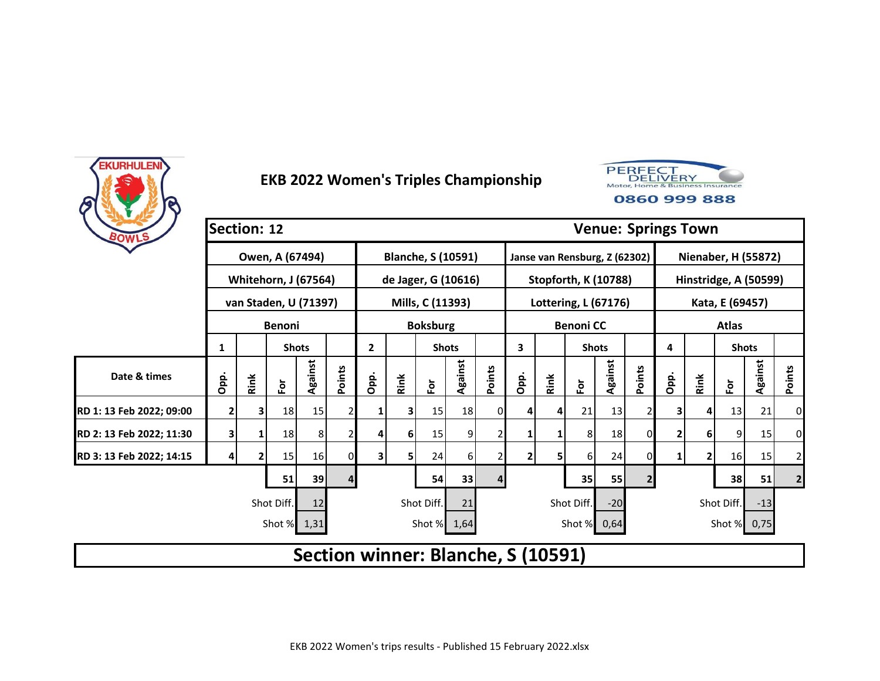# EKB 2022 Women's Triples Championship

**Section: 12** — **Venue: Springs Town**

| | 1 | | | | | 2 | | | | | 3 | | | | | 4 | | | | |
|---|---|---|---|---|---|---|---|---|---|---|---|---|---|---|---|---|---|---|---|---|
| | Owen, A (67494) | | | | | Blanche, S (10591) | | | | | Janse van Rensburg, Z (62302) | | | | | Nienaber, H (55872) | | | | |
| | Whitehorn, J (67564) | | | | | de Jager, G (10616) | | | | | Stopforth, K (10788) | | | | | Hinstridge, A (50599) | | | | |
| | van Staden, U (71397) | | | | | Mills, C (11393) | | | | | Lottering, L (67176) | | | | | Kata, E (69457) | | | | |
| | Benoni | | | | | Boksburg | | | | | Benoni CC | | | | | Atlas | | | | |
| | | | Shots | | | | | Shots | | | | | Shots | | | | | Shots | | |
| **Date & times** | Opp. | Rink | For | Against | Points | Opp. | Rink | For | Against | Points | Opp. | Rink | For | Against | Points | Opp. | Rink | For | Against | Points |
| **RD 1: 13 Feb 2022; 09:00** | 2 | 3 | 18 | 15 | 2 | 1 | 3 | 15 | 18 | 0 | 4 | 4 | 21 | 13 | 2 | 3 | 4 | 13 | 21 | 0 |
| **RD 2: 13 Feb 2022; 11:30** | 3 | 1 | 18 | 8 | 2 | 4 | 6 | 15 | 9 | 2 | 1 | 1 | 8 | 18 | 0 | 2 | 6 | 9 | 15 | 0 |
| **RD 3: 13 Feb 2022; 14:15** | 4 | 2 | 15 | 16 | 0 | 3 | 5 | 24 | 6 | 2 | 2 | 5 | 6 | 24 | 0 | 1 | 2 | 16 | 15 | 2 |
| | | | 51 | 39 | 4 | | | 54 | 33 | 4 | | | 35 | 55 | 2 | | | 38 | 51 | 2 |
| | | | Shot Diff. | 12 | | | | Shot Diff. | 21 | | | | Shot Diff. | -20 | | | | Shot Diff. | -13 | |
| | | | Shot % | 1,31 | | | | Shot % | 1,64 | | | | Shot % | 0,64 | | | | Shot % | 0,75 | |

## Section winner: Blanche, S (10591)

EKB 2022 Women's trips results - Published 15 February 2022.xlsx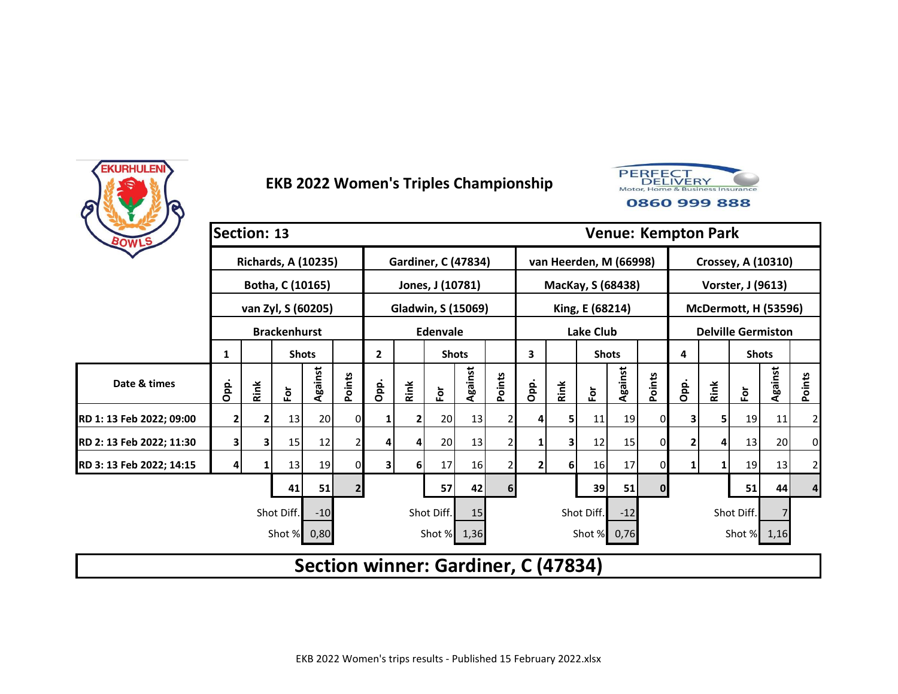# EKB 2022 Women's Triples Championship

EKURHULENI BOWLS

PERFECT DELIVERY
Motor, Home & Business Insurance
0860 999 888

| Section: 13 | | | | | | | | | | | | | | | | | | | | |
|---|---|---|---|---|---|---|---|---|---|---|---|---|---|---|---|---|---|---|---|---|
| | Richards, A (10235) | | | | | Gardiner, C (47834) | | | | | van Heerden, M (66998) | | | | | Crossey, A (10310) | | | | |
| | Botha, C (10165) | | | | | Jones, J (10781) | | | | | MacKay, S (68438) | | | | | Vorster, J (9613) | | | | |
| | van Zyl, S (60205) | | | | | Gladwin, S (15069) | | | | | King, E (68214) | | | | | McDermott, H (53596) | | | | |
| | Brackenhurst | | | | | Edenvale | | | | | Lake Club | | | | | Delville Germiston | | | | |
| | 1 | | Shots | | | 2 | | Shots | | | 3 | | Shots | | | 4 | | Shots | | |
| Date & times | Opp. | Rink | For | Against | Points | Opp. | Rink | For | Against | Points | Opp. | Rink | For | Against | Points | Opp. | Rink | For | Against | Points |
| RD 1: 13 Feb 2022; 09:00 | 2 | 2 | 13 | 20 | 0 | 1 | 2 | 20 | 13 | 2 | 4 | 5 | 11 | 19 | 0 | 3 | 5 | 19 | 11 | 2 |
| RD 2: 13 Feb 2022; 11:30 | 3 | 3 | 15 | 12 | 2 | 4 | 4 | 20 | 13 | 2 | 1 | 3 | 12 | 15 | 0 | 2 | 4 | 13 | 20 | 0 |
| RD 3: 13 Feb 2022; 14:15 | 4 | 1 | 13 | 19 | 0 | 3 | 6 | 17 | 16 | 2 | 2 | 6 | 16 | 17 | 0 | 1 | 1 | 19 | 13 | 2 |
| | | | 41 | 51 | 2 | | | 57 | 42 | 6 | | | 39 | 51 | 0 | | | 51 | 44 | 4 |
| | | | Shot Diff. | -10 | | | | Shot Diff. | 15 | | | | Shot Diff. | -12 | | | | Shot Diff. | 7 | |
| | | | Shot % | 0,80 | | | | Shot % | 1,36 | | | | Shot % | 0,76 | | | | Shot % | 1,16 | |

Venue: Kempton Park

**Section winner: Gardiner, C (47834)**

EKB 2022 Women's trips results - Published 15 February 2022.xlsx